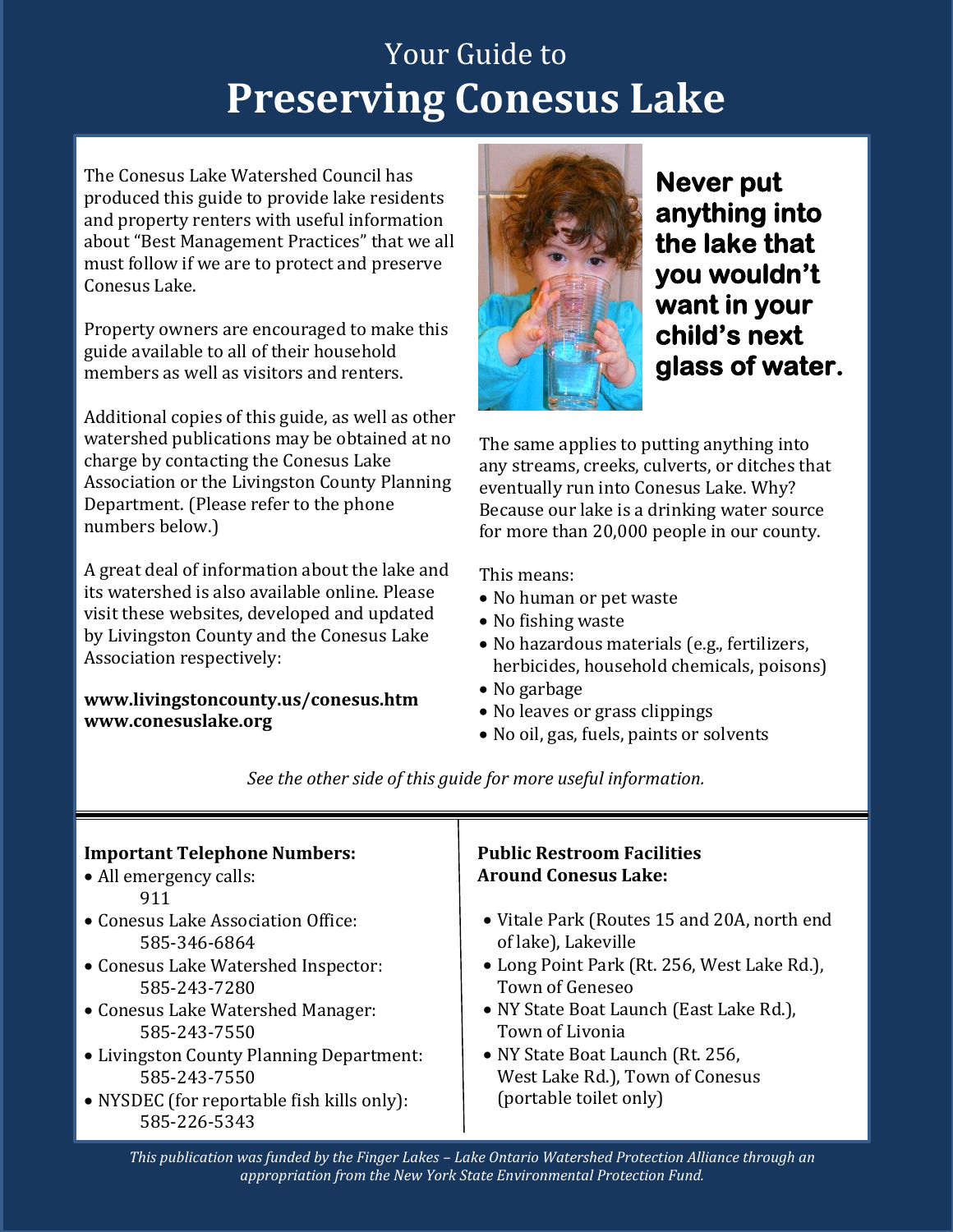# Your Guide to Preserving Conesus Lake

The Conesus Lake Watershed Council has produced this guide to provide lake residents and property renters with useful information about "Best Management Practices" that we all must follow if we are to protect and preserve Conesus Lake.

Property owners are encouraged to make this guide available to all of their household members as well as visitors and renters.

Additional copies of this guide, as well as other watershed publications may be obtained at no charge by contacting the Conesus Lake Association or the Livingston County Planning Department. (Please refer to the phone numbers below.)

A great deal of information about the lake and its watershed is also available online. Please visit these websites, developed and updated by Livingston County and the Conesus Lake Association respectively:

**www.livingstoncounty.us/conesus.htm**
**www.conesuslake.org**

**Never put anything into the lake that you wouldn't want in your child's next glass of water.**

The same applies to putting anything into any streams, creeks, culverts, or ditches that eventually run into Conesus Lake. Why? Because our lake is a drinking water source for more than 20,000 people in our county.

This means:

- No human or pet waste
- No fishing waste
- No hazardous materials (e.g., fertilizers, herbicides, household chemicals, poisons)
- No garbage
- No leaves or grass clippings
- No oil, gas, fuels, paints or solvents

*See the other side of this guide for more useful information.*

**Important Telephone Numbers:**

- All emergency calls: 911
- Conesus Lake Association Office: 585-346-6864
- Conesus Lake Watershed Inspector: 585-243-7280
- Conesus Lake Watershed Manager: 585-243-7550
- Livingston County Planning Department: 585-243-7550
- NYSDEC (for reportable fish kills only): 585-226-5343

**Public Restroom Facilities Around Conesus Lake:**

- Vitale Park (Routes 15 and 20A, north end of lake), Lakeville
- Long Point Park (Rt. 256, West Lake Rd.), Town of Geneseo
- NY State Boat Launch (East Lake Rd.), Town of Livonia
- NY State Boat Launch (Rt. 256, West Lake Rd.), Town of Conesus (portable toilet only)

*This publication was funded by the Finger Lakes – Lake Ontario Watershed Protection Alliance through an appropriation from the New York State Environmental Protection Fund.*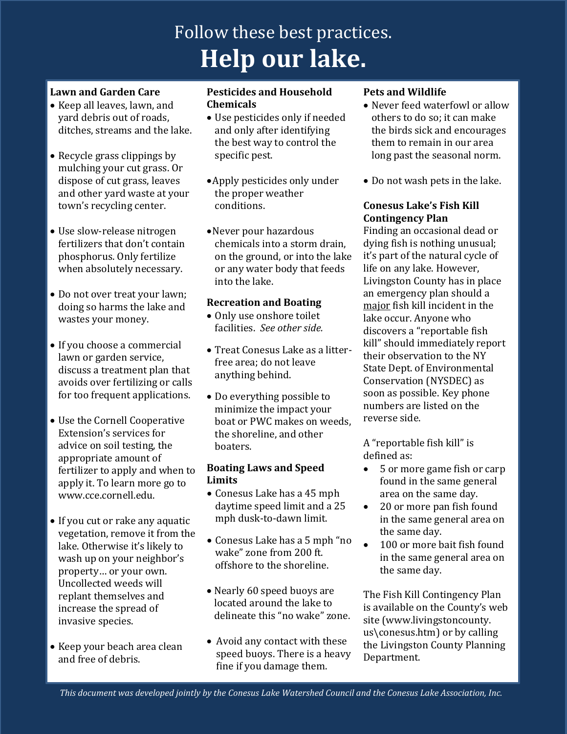# Follow these best practices.
# Help our lake.

### Lawn and Garden Care

- Keep all leaves, lawn, and yard debris out of roads, ditches, streams and the lake.
- Recycle grass clippings by mulching your cut grass. Or dispose of cut grass, leaves and other yard waste at your town's recycling center.
- Use slow-release nitrogen fertilizers that don't contain phosphorus. Only fertilize when absolutely necessary.
- Do not over treat your lawn; doing so harms the lake and wastes your money.
- If you choose a commercial lawn or garden service, discuss a treatment plan that avoids over fertilizing or calls for too frequent applications.
- Use the Cornell Cooperative Extension's services for advice on soil testing, the appropriate amount of fertilizer to apply and when to apply it. To learn more go to www.cce.cornell.edu.
- If you cut or rake any aquatic vegetation, remove it from the lake. Otherwise it's likely to wash up on your neighbor's property… or your own. Uncollected weeds will replant themselves and increase the spread of invasive species.
- Keep your beach area clean and free of debris.

### Pesticides and Household Chemicals

- Use pesticides only if needed and only after identifying the best way to control the specific pest.
- Apply pesticides only under the proper weather conditions.
- Never pour hazardous chemicals into a storm drain, on the ground, or into the lake or any water body that feeds into the lake.

### Recreation and Boating

- Only use onshore toilet facilities. *See other side.*
- Treat Conesus Lake as a litter-free area; do not leave anything behind.
- Do everything possible to minimize the impact your boat or PWC makes on weeds, the shoreline, and other boaters.

### Boating Laws and Speed Limits

- Conesus Lake has a 45 mph daytime speed limit and a 25 mph dusk-to-dawn limit.
- Conesus Lake has a 5 mph "no wake" zone from 200 ft. offshore to the shoreline.
- Nearly 60 speed buoys are located around the lake to delineate this "no wake" zone.
- Avoid any contact with these speed buoys. There is a heavy fine if you damage them.

### Pets and Wildlife

- Never feed waterfowl or allow others to do so; it can make the birds sick and encourages them to remain in our area long past the seasonal norm.
- Do not wash pets in the lake.

### Conesus Lake's Fish Kill Contingency Plan

Finding an occasional dead or dying fish is nothing unusual; it's part of the natural cycle of life on any lake. However, Livingston County has in place an emergency plan should a <u>major</u> fish kill incident in the lake occur. Anyone who discovers a "reportable fish kill" should immediately report their observation to the NY State Dept. of Environmental Conservation (NYSDEC) as soon as possible. Key phone numbers are listed on the reverse side.

A "reportable fish kill" is defined as:

- 5 or more game fish or carp found in the same general area on the same day.
- 20 or more pan fish found in the same general area on the same day.
- 100 or more bait fish found in the same general area on the same day.

The Fish Kill Contingency Plan is available on the County's web site (www.livingstoncounty.us\conesus.htm) or by calling the Livingston County Planning Department.

*This document was developed jointly by the Conesus Lake Watershed Council and the Conesus Lake Association, Inc.*